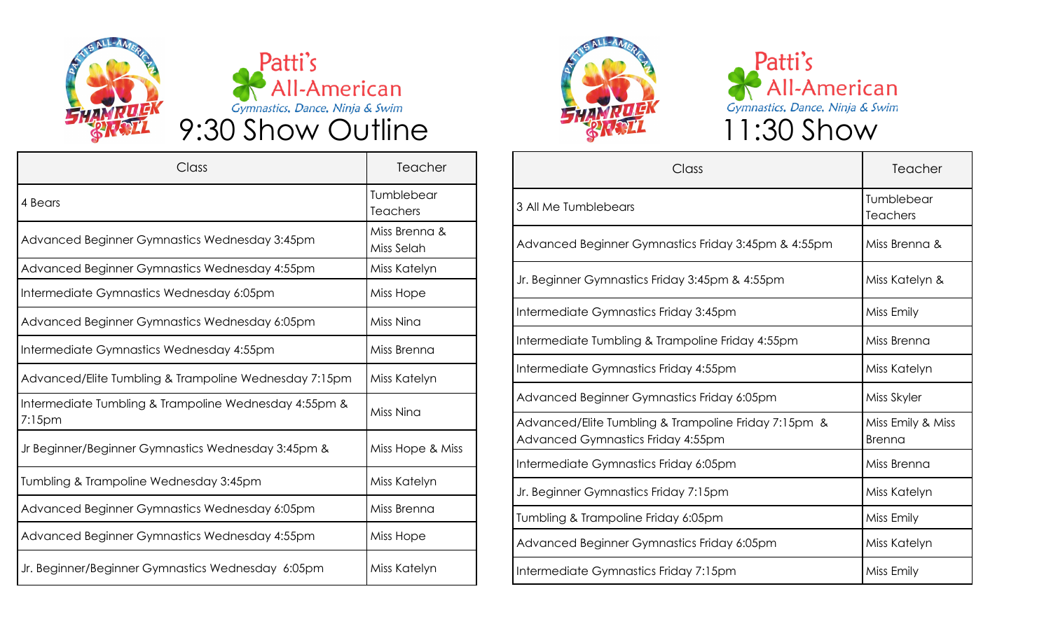Patti's All-American
*Gymnastics, Dance, Ninja & Swim*

# 9:30 Show Outline

| Class | Teacher |
|---|---|
| 4 Bears | Tumblebear Teachers |
| Advanced Beginner Gymnastics Wednesday 3:45pm | Miss Brenna & Miss Selah |
| Advanced Beginner Gymnastics Wednesday 4:55pm | Miss Katelyn |
| Intermediate Gymnastics Wednesday 6:05pm | Miss Hope |
| Advanced Beginner Gymnastics Wednesday 6:05pm | Miss Nina |
| Intermediate Gymnastics Wednesday 4:55pm | Miss Brenna |
| Advanced/Elite Tumbling & Trampoline Wednesday 7:15pm | Miss Katelyn |
| Intermediate Tumbling & Trampoline Wednesday 4:55pm & 7:15pm | Miss Nina |
| Jr Beginner/Beginner Gymnastics Wednesday 3:45pm & | Miss Hope & Miss |
| Tumbling & Trampoline Wednesday 3:45pm | Miss Katelyn |
| Advanced Beginner Gymnastics Wednesday 6:05pm | Miss Brenna |
| Advanced Beginner Gymnastics Wednesday 4:55pm | Miss Hope |
| Jr. Beginner/Beginner Gymnastics Wednesday 6:05pm | Miss Katelyn |

Patti's All-American
*Gymnastics, Dance, Ninja & Swim*

# 11:30 Show

| Class | Teacher |
|---|---|
| 3 All Me Tumblebears | Tumblebear Teachers |
| Advanced Beginner Gymnastics Friday 3:45pm & 4:55pm | Miss Brenna & |
| Jr. Beginner Gymnastics Friday 3:45pm & 4:55pm | Miss Katelyn & |
| Intermediate Gymnastics Friday 3:45pm | Miss Emily |
| Intermediate Tumbling & Trampoline Friday 4:55pm | Miss Brenna |
| Intermediate Gymnastics Friday 4:55pm | Miss Katelyn |
| Advanced Beginner Gymnastics Friday 6:05pm | Miss Skyler |
| Advanced/Elite Tumbling & Trampoline Friday 7:15pm & Advanced Gymnastics Friday 4:55pm | Miss Emily & Miss Brenna |
| Intermediate Gymnastics Friday 6:05pm | Miss Brenna |
| Jr. Beginner Gymnastics Friday 7:15pm | Miss Katelyn |
| Tumbling & Trampoline Friday 6:05pm | Miss Emily |
| Advanced Beginner Gymnastics Friday 6:05pm | Miss Katelyn |
| Intermediate Gymnastics Friday 7:15pm | Miss Emily |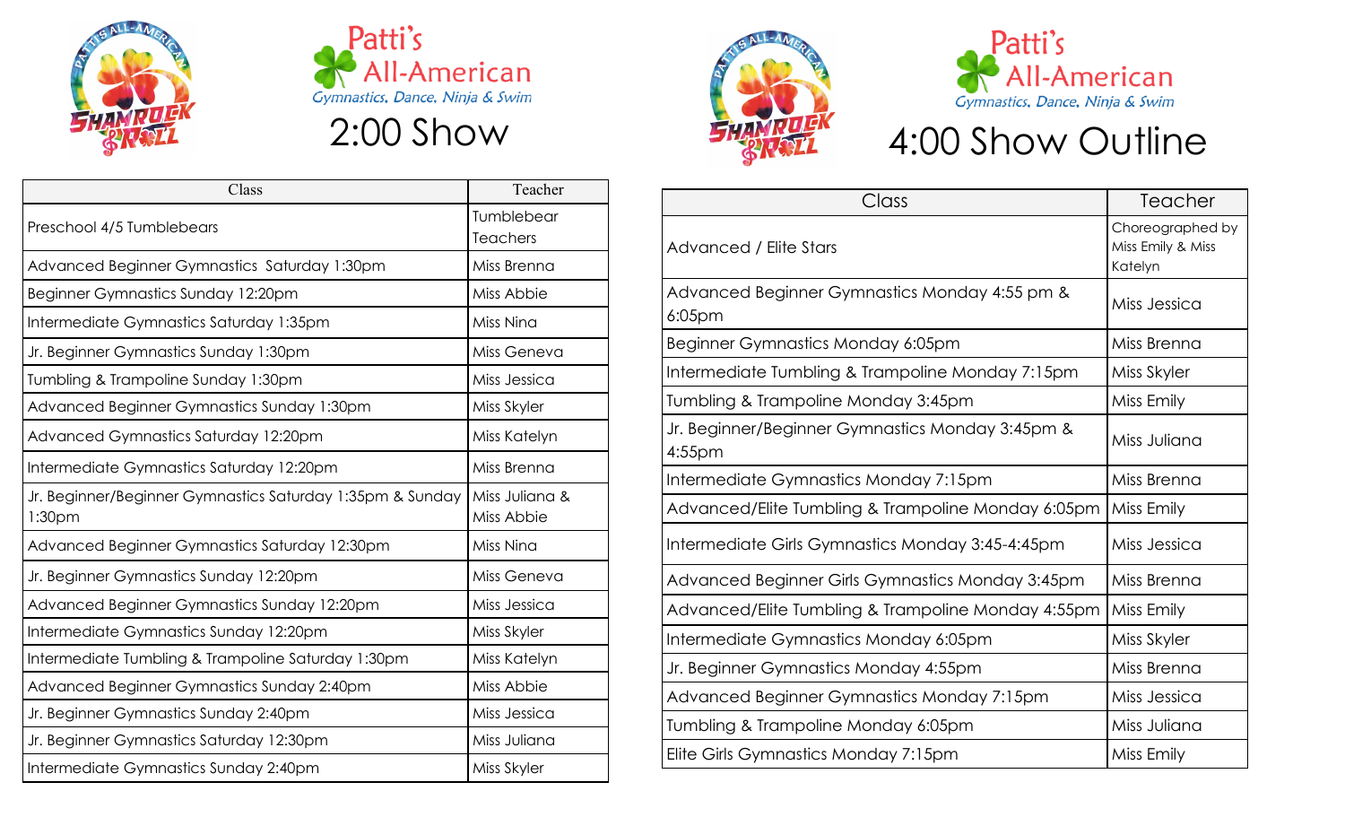Patti's All-American
*Gymnastics, Dance, Ninja & Swim*

# 2:00 Show

| Class | Teacher |
|---|---|
| Preschool 4/5 Tumblebears | Tumblebear Teachers |
| Advanced Beginner Gymnastics Saturday 1:30pm | Miss Brenna |
| Beginner Gymnastics Sunday 12:20pm | Miss Abbie |
| Intermediate Gymnastics Saturday 1:35pm | Miss Nina |
| Jr. Beginner Gymnastics Sunday 1:30pm | Miss Geneva |
| Tumbling & Trampoline Sunday 1:30pm | Miss Jessica |
| Advanced Beginner Gymnastics Sunday 1:30pm | Miss Skyler |
| Advanced Gymnastics Saturday 12:20pm | Miss Katelyn |
| Intermediate Gymnastics Saturday 12:20pm | Miss Brenna |
| Jr. Beginner/Beginner Gymnastics Saturday 1:35pm & Sunday 1:30pm | Miss Juliana & Miss Abbie |
| Advanced Beginner Gymnastics Saturday 12:30pm | Miss Nina |
| Jr. Beginner Gymnastics Sunday 12:20pm | Miss Geneva |
| Advanced Beginner Gymnastics Sunday 12:20pm | Miss Jessica |
| Intermediate Gymnastics Sunday 12:20pm | Miss Skyler |
| Intermediate Tumbling & Trampoline Saturday 1:30pm | Miss Katelyn |
| Advanced Beginner Gymnastics Sunday 2:40pm | Miss Abbie |
| Jr. Beginner Gymnastics Sunday 2:40pm | Miss Jessica |
| Jr. Beginner Gymnastics Saturday 12:30pm | Miss Juliana |
| Intermediate Gymnastics Sunday 2:40pm | Miss Skyler |

Patti's All-American
*Gymnastics, Dance, Ninja & Swim*

# 4:00 Show Outline

| Class | Teacher |
|---|---|
| Advanced / Elite Stars | Choreographed by Miss Emily & Miss Katelyn |
| Advanced Beginner Gymnastics Monday 4:55 pm & 6:05pm | Miss Jessica |
| Beginner Gymnastics Monday 6:05pm | Miss Brenna |
| Intermediate Tumbling & Trampoline Monday 7:15pm | Miss Skyler |
| Tumbling & Trampoline Monday 3:45pm | Miss Emily |
| Jr. Beginner/Beginner Gymnastics Monday 3:45pm & 4:55pm | Miss Juliana |
| Intermediate Gymnastics Monday 7:15pm | Miss Brenna |
| Advanced/Elite Tumbling & Trampoline Monday 6:05pm | Miss Emily |
| Intermediate Girls Gymnastics Monday 3:45-4:45pm | Miss Jessica |
| Advanced Beginner Girls Gymnastics Monday 3:45pm | Miss Brenna |
| Advanced/Elite Tumbling & Trampoline Monday 4:55pm | Miss Emily |
| Intermediate Gymnastics Monday 6:05pm | Miss Skyler |
| Jr. Beginner Gymnastics Monday 4:55pm | Miss Brenna |
| Advanced Beginner Gymnastics Monday 7:15pm | Miss Jessica |
| Tumbling & Trampoline Monday 6:05pm | Miss Juliana |
| Elite Girls Gymnastics Monday 7:15pm | Miss Emily |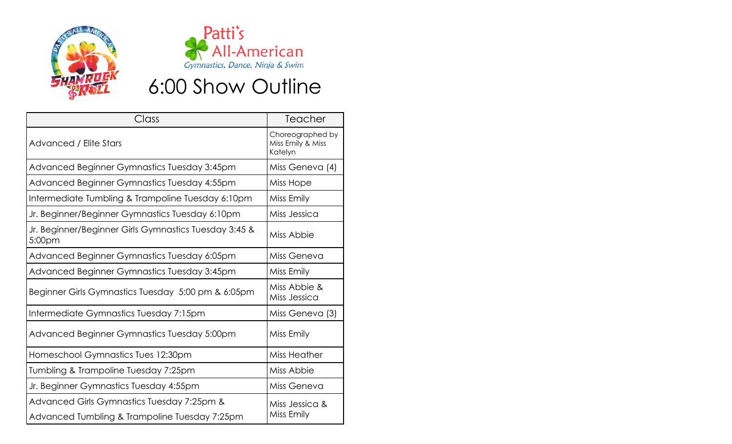Patti's All-American

Gymnastics, Dance, Ninja & Swim

# 6:00 Show Outline

| Class | Teacher |
|---|---|
| Advanced / Elite Stars | Choreographed by Miss Emily & Miss Katelyn |
| Advanced Beginner Gymnastics Tuesday 3:45pm | Miss Geneva (4) |
| Advanced Beginner Gymnastics Tuesday 4:55pm | Miss Hope |
| Intermediate Tumbling & Trampoline Tuesday 6:10pm | Miss Emily |
| Jr. Beginner/Beginner Gymnastics Tuesday 6:10pm | Miss Jessica |
| Jr. Beginner/Beginner Girls Gymnastics Tuesday 3:45 & 5:00pm | Miss Abbie |
| Advanced Beginner Gymnastics Tuesday 6:05pm | Miss Geneva |
| Advanced Beginner Gymnastics Tuesday 3:45pm | Miss Emily |
| Beginner Girls Gymnastics Tuesday 5:00 pm & 6:05pm | Miss Abbie & Miss Jessica |
| Intermediate Gymnastics Tuesday 7:15pm | Miss Geneva (3) |
| Advanced Beginner Gymnastics Tuesday 5:00pm | Miss Emily |
| Homeschool Gymnastics Tues 12:30pm | Miss Heather |
| Tumbling & Trampoline Tuesday 7:25pm | Miss Abbie |
| Jr. Beginner Gymnastics Tuesday 4:55pm | Miss Geneva |
| Advanced Girls Gymnastics Tuesday 7:25pm & Advanced Tumbling & Trampoline Tuesday 7:25pm | Miss Jessica & Miss Emily |